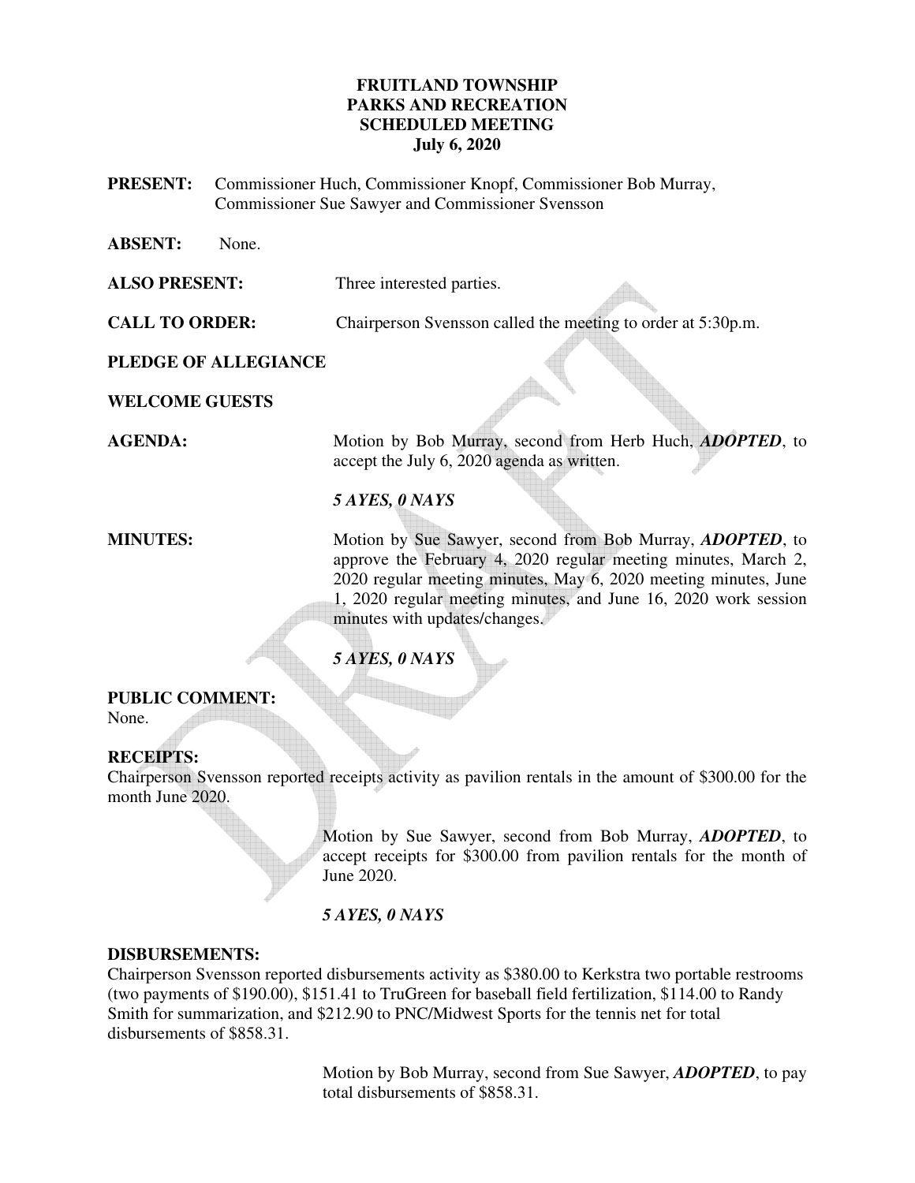**FRUITLAND TOWNSHIP**
**PARKS AND RECREATION**
**SCHEDULED MEETING**
**July 6, 2020**

**PRESENT:** Commissioner Huch, Commissioner Knopf, Commissioner Bob Murray, Commissioner Sue Sawyer and Commissioner Svensson

**ABSENT:** None.

**ALSO PRESENT:** Three interested parties.

**CALL TO ORDER:** Chairperson Svensson called the meeting to order at 5:30p.m.

**PLEDGE OF ALLEGIANCE**

**WELCOME GUESTS**

**AGENDA:** Motion by Bob Murray, second from Herb Huch, ***ADOPTED***, to accept the July 6, 2020 agenda as written.

***5 AYES, 0 NAYS***

**MINUTES:** Motion by Sue Sawyer, second from Bob Murray, ***ADOPTED***, to approve the February 4, 2020 regular meeting minutes, March 2, 2020 regular meeting minutes, May 6, 2020 meeting minutes, June 1, 2020 regular meeting minutes, and June 16, 2020 work session minutes with updates/changes.

***5 AYES, 0 NAYS***

**PUBLIC COMMENT:**
None.

**RECEIPTS:**
Chairperson Svensson reported receipts activity as pavilion rentals in the amount of $300.00 for the month June 2020.

Motion by Sue Sawyer, second from Bob Murray, ***ADOPTED***, to accept receipts for $300.00 from pavilion rentals for the month of June 2020.

***5 AYES, 0 NAYS***

**DISBURSEMENTS:**
Chairperson Svensson reported disbursements activity as $380.00 to Kerkstra two portable restrooms (two payments of $190.00), $151.41 to TruGreen for baseball field fertilization, $114.00 to Randy Smith for summarization, and $212.90 to PNC/Midwest Sports for the tennis net for total disbursements of $858.31.

Motion by Bob Murray, second from Sue Sawyer, ***ADOPTED***, to pay total disbursements of $858.31.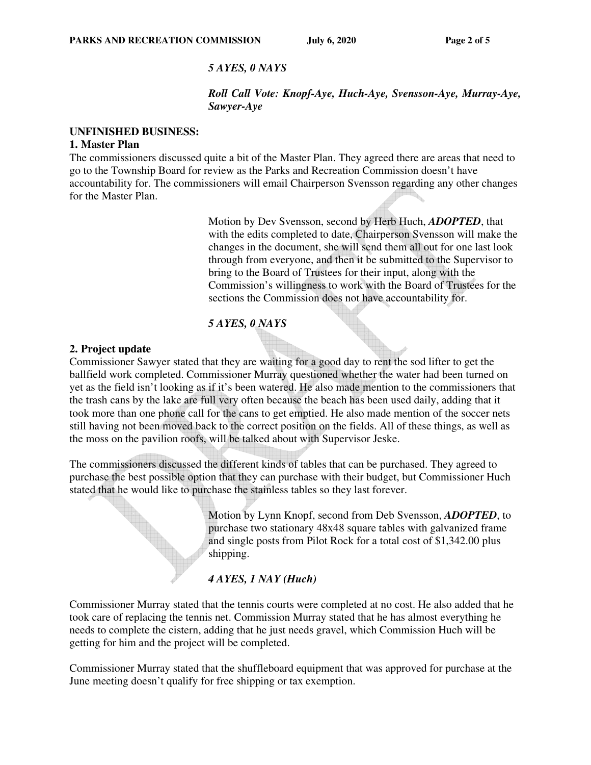*5 AYES, 0 NAYS*

***Roll Call Vote: Knopf-Aye, Huch-Aye, Svensson-Aye, Murray-Aye, Sawyer-Aye***

**UNFINISHED BUSINESS:**

**1. Master Plan**

The commissioners discussed quite a bit of the Master Plan. They agreed there are areas that need to go to the Township Board for review as the Parks and Recreation Commission doesn't have accountability for. The commissioners will email Chairperson Svensson regarding any other changes for the Master Plan.

> Motion by Dev Svensson, second by Herb Huch, ***ADOPTED***, that with the edits completed to date, Chairperson Svensson will make the changes in the document, she will send them all out for one last look through from everyone, and then it be submitted to the Supervisor to bring to the Board of Trustees for their input, along with the Commission's willingness to work with the Board of Trustees for the sections the Commission does not have accountability for.
>
> *5 AYES, 0 NAYS*

**2. Project update**

Commissioner Sawyer stated that they are waiting for a good day to rent the sod lifter to get the ballfield work completed. Commissioner Murray questioned whether the water had been turned on yet as the field isn't looking as if it's been watered. He also made mention to the commissioners that the trash cans by the lake are full very often because the beach has been used daily, adding that it took more than one phone call for the cans to get emptied. He also made mention of the soccer nets still having not been moved back to the correct position on the fields. All of these things, as well as the moss on the pavilion roofs, will be talked about with Supervisor Jeske.

The commissioners discussed the different kinds of tables that can be purchased. They agreed to purchase the best possible option that they can purchase with their budget, but Commissioner Huch stated that he would like to purchase the stainless tables so they last forever.

> Motion by Lynn Knopf, second from Deb Svensson, ***ADOPTED***, to purchase two stationary 48x48 square tables with galvanized frame and single posts from Pilot Rock for a total cost of $1,342.00 plus shipping.
>
> *4 AYES, 1 NAY (Huch)*

Commissioner Murray stated that the tennis courts were completed at no cost. He also added that he took care of replacing the tennis net. Commission Murray stated that he has almost everything he needs to complete the cistern, adding that he just needs gravel, which Commission Huch will be getting for him and the project will be completed.

Commissioner Murray stated that the shuffleboard equipment that was approved for purchase at the June meeting doesn't qualify for free shipping or tax exemption.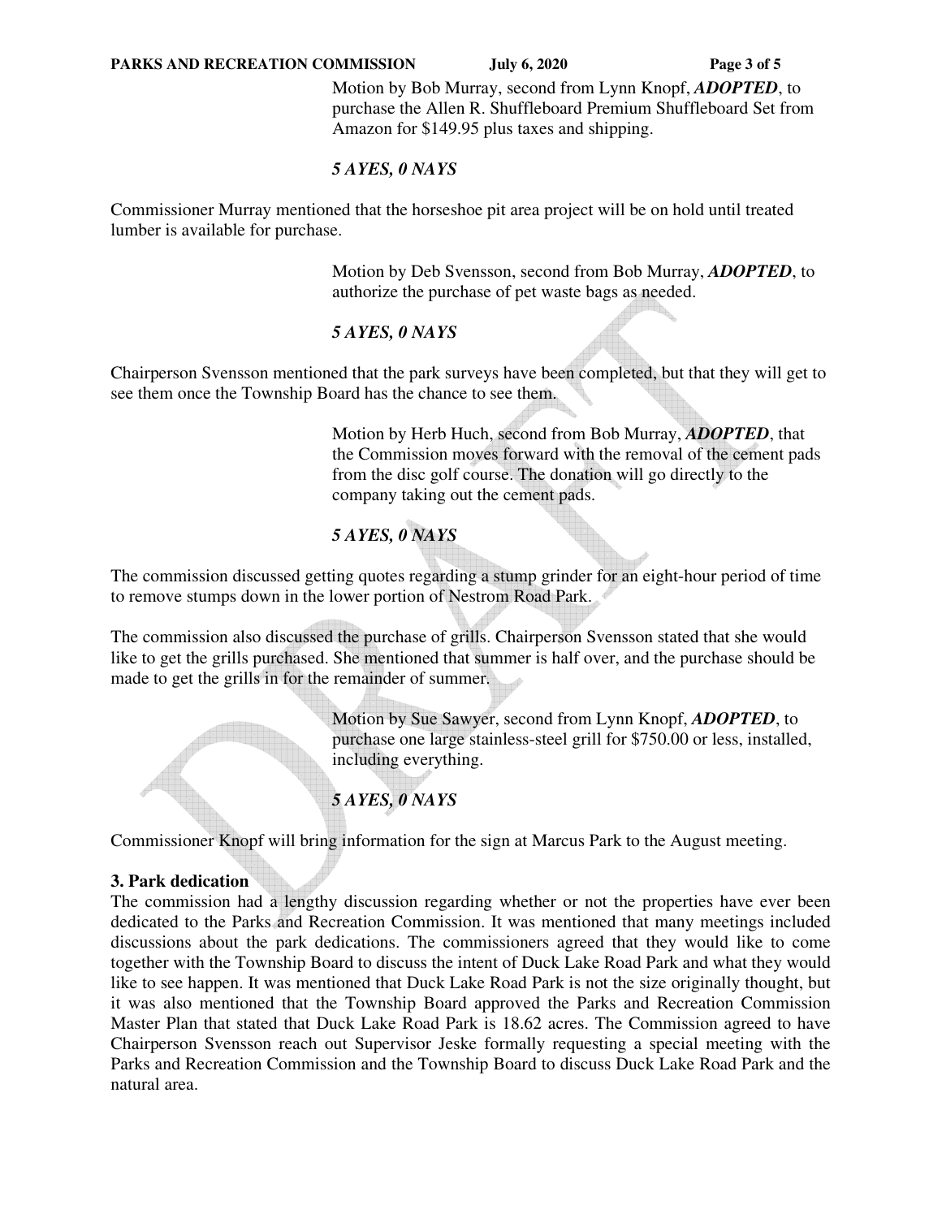Motion by Bob Murray, second from Lynn Knopf, ***ADOPTED***, to purchase the Allen R. Shuffleboard Premium Shuffleboard Set from Amazon for $149.95 plus taxes and shipping.

***5 AYES, 0 NAYS***

Commissioner Murray mentioned that the horseshoe pit area project will be on hold until treated lumber is available for purchase.

Motion by Deb Svensson, second from Bob Murray, ***ADOPTED***, to authorize the purchase of pet waste bags as needed.

***5 AYES, 0 NAYS***

Chairperson Svensson mentioned that the park surveys have been completed, but that they will get to see them once the Township Board has the chance to see them.

Motion by Herb Huch, second from Bob Murray, ***ADOPTED***, that the Commission moves forward with the removal of the cement pads from the disc golf course. The donation will go directly to the company taking out the cement pads.

***5 AYES, 0 NAYS***

The commission discussed getting quotes regarding a stump grinder for an eight-hour period of time to remove stumps down in the lower portion of Nestrom Road Park.

The commission also discussed the purchase of grills. Chairperson Svensson stated that she would like to get the grills purchased. She mentioned that summer is half over, and the purchase should be made to get the grills in for the remainder of summer.

Motion by Sue Sawyer, second from Lynn Knopf, ***ADOPTED***, to purchase one large stainless-steel grill for $750.00 or less, installed, including everything.

***5 AYES, 0 NAYS***

Commissioner Knopf will bring information for the sign at Marcus Park to the August meeting.

**3. Park dedication**

The commission had a lengthy discussion regarding whether or not the properties have ever been dedicated to the Parks and Recreation Commission. It was mentioned that many meetings included discussions about the park dedications. The commissioners agreed that they would like to come together with the Township Board to discuss the intent of Duck Lake Road Park and what they would like to see happen. It was mentioned that Duck Lake Road Park is not the size originally thought, but it was also mentioned that the Township Board approved the Parks and Recreation Commission Master Plan that stated that Duck Lake Road Park is 18.62 acres. The Commission agreed to have Chairperson Svensson reach out Supervisor Jeske formally requesting a special meeting with the Parks and Recreation Commission and the Township Board to discuss Duck Lake Road Park and the natural area.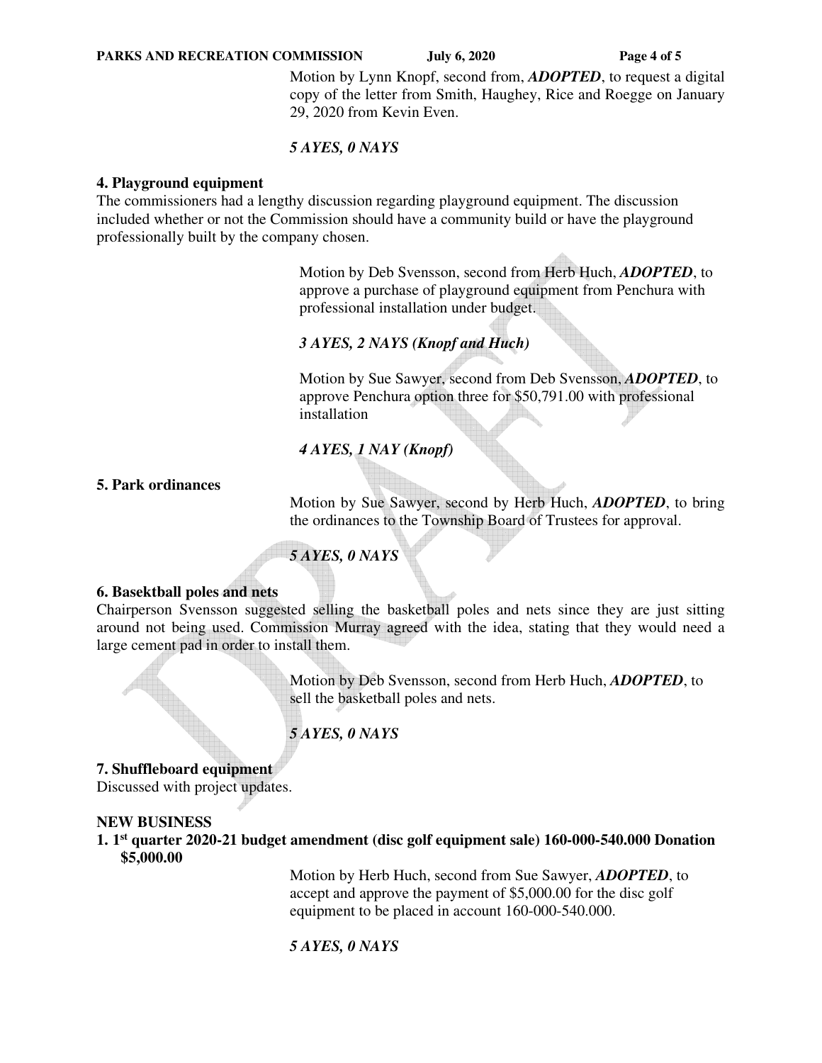Motion by Lynn Knopf, second from, ***ADOPTED***, to request a digital copy of the letter from Smith, Haughey, Rice and Roegge on January 29, 2020 from Kevin Even.

***5 AYES, 0 NAYS***

**4. Playground equipment**

The commissioners had a lengthy discussion regarding playground equipment. The discussion included whether or not the Commission should have a community build or have the playground professionally built by the company chosen.

Motion by Deb Svensson, second from Herb Huch, ***ADOPTED***, to approve a purchase of playground equipment from Penchura with professional installation under budget.

***3 AYES, 2 NAYS (Knopf and Huch)***

Motion by Sue Sawyer, second from Deb Svensson, ***ADOPTED***, to approve Penchura option three for $50,791.00 with professional installation

***4 AYES, 1 NAY (Knopf)***

**5. Park ordinances**

Motion by Sue Sawyer, second by Herb Huch, ***ADOPTED***, to bring the ordinances to the Township Board of Trustees for approval.

***5 AYES, 0 NAYS***

**6. Basektball poles and nets**

Chairperson Svensson suggested selling the basketball poles and nets since they are just sitting around not being used. Commission Murray agreed with the idea, stating that they would need a large cement pad in order to install them.

Motion by Deb Svensson, second from Herb Huch, ***ADOPTED***, to sell the basketball poles and nets.

***5 AYES, 0 NAYS***

**7. Shuffleboard equipment**

Discussed with project updates.

**NEW BUSINESS**

**1. 1st quarter 2020-21 budget amendment (disc golf equipment sale) 160-000-540.000 Donation $5,000.00**

Motion by Herb Huch, second from Sue Sawyer, ***ADOPTED***, to accept and approve the payment of $5,000.00 for the disc golf equipment to be placed in account 160-000-540.000.

***5 AYES, 0 NAYS***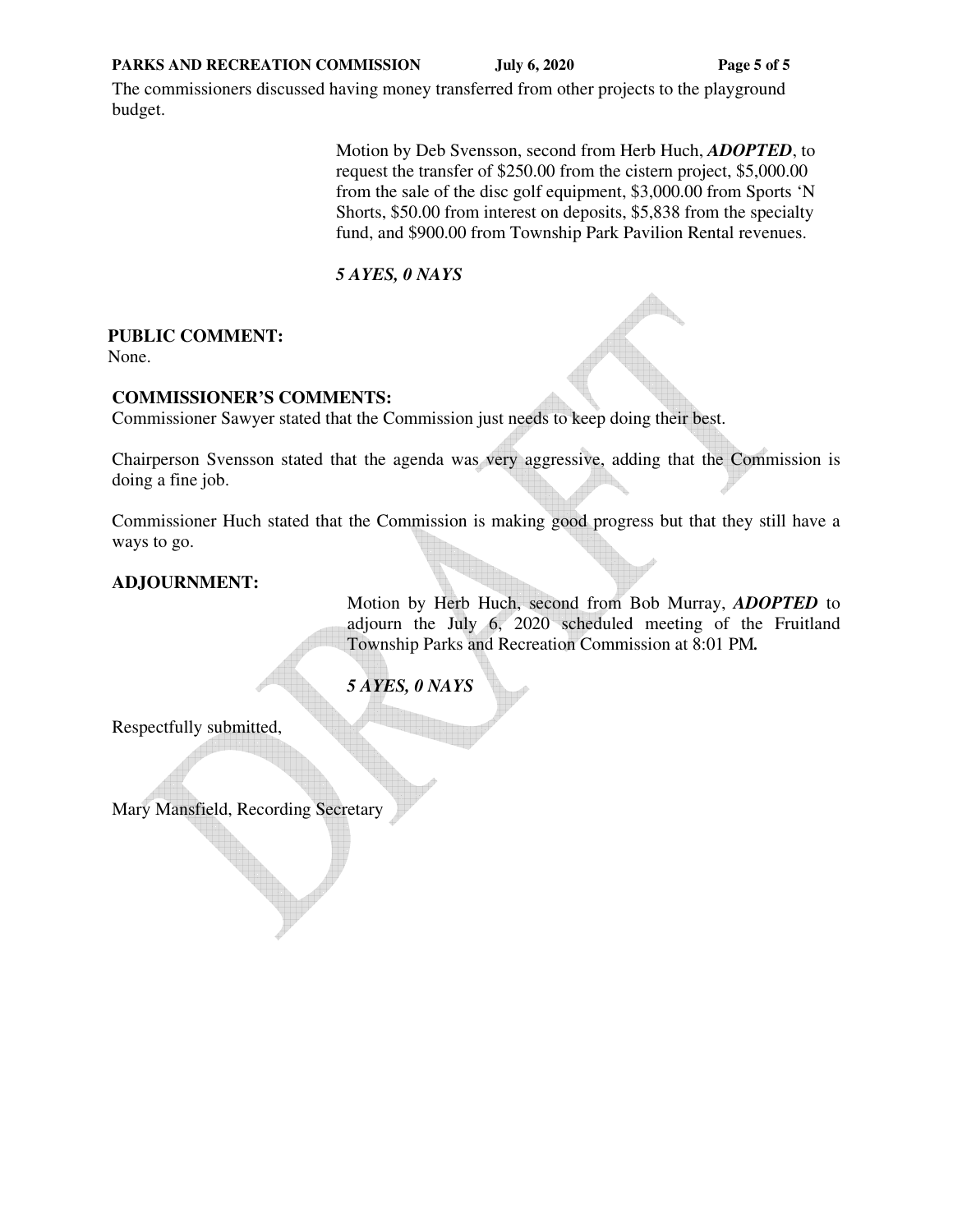The commissioners discussed having money transferred from other projects to the playground budget.

Motion by Deb Svensson, second from Herb Huch, ***ADOPTED***, to request the transfer of $250.00 from the cistern project, $5,000.00 from the sale of the disc golf equipment, $3,000.00 from Sports 'N Shorts, $50.00 from interest on deposits, $5,838 from the specialty fund, and $900.00 from Township Park Pavilion Rental revenues.

***5 AYES, 0 NAYS***

**PUBLIC COMMENT:**

None.

**COMMISSIONER'S COMMENTS:**

Commissioner Sawyer stated that the Commission just needs to keep doing their best.

Chairperson Svensson stated that the agenda was very aggressive, adding that the Commission is doing a fine job.

Commissioner Huch stated that the Commission is making good progress but that they still have a ways to go.

**ADJOURNMENT:**

Motion by Herb Huch, second from Bob Murray, ***ADOPTED*** to adjourn the July 6, 2020 scheduled meeting of the Fruitland Township Parks and Recreation Commission at 8:01 PM.

***5 AYES, 0 NAYS***

Respectfully submitted,

Mary Mansfield, Recording Secretary